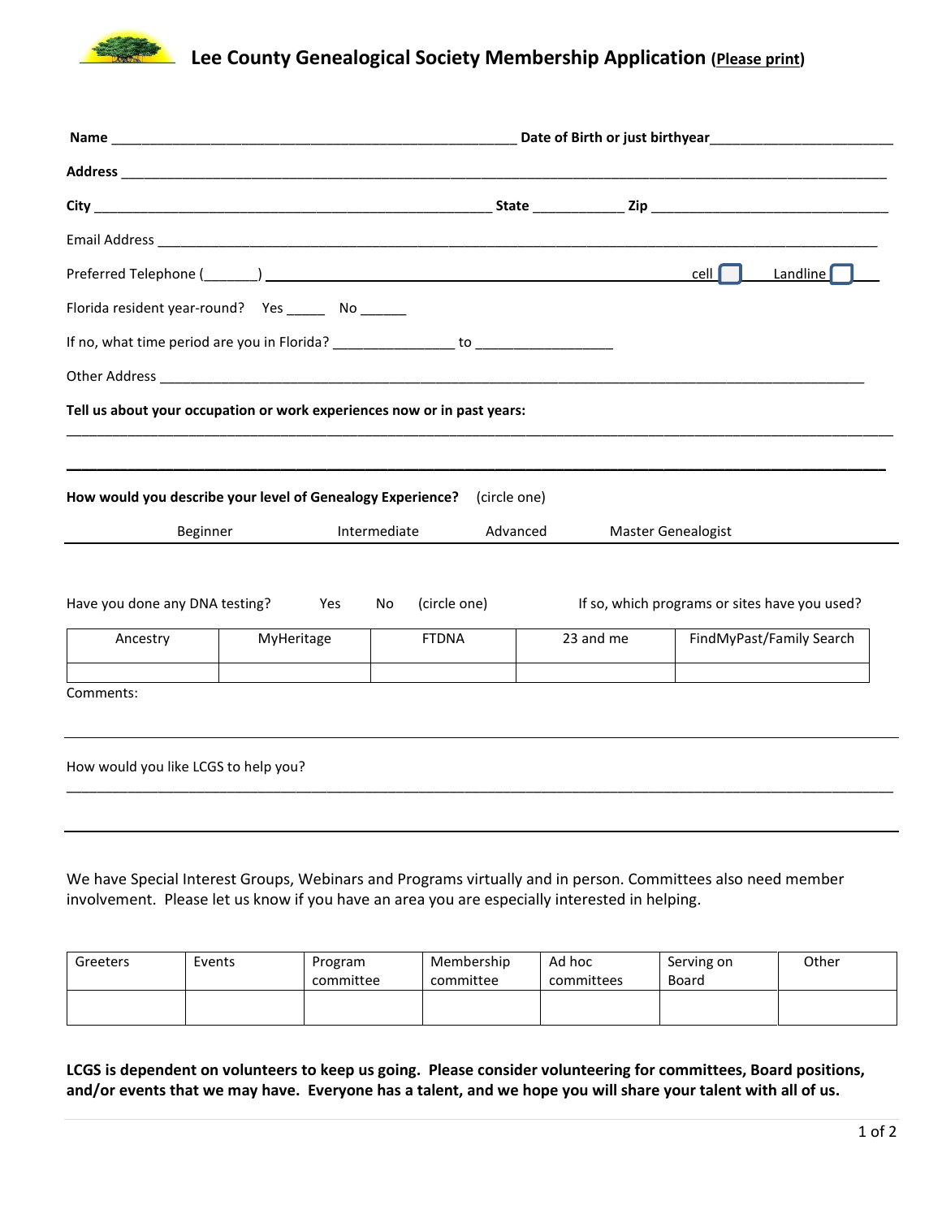# Lee County Genealogical Society Membership Application (Please print)

**Name** ____________________________________________________ **Date of Birth or just birthyear**________________________

**Address** ______________________________________________________________________________________________

**City** ____________________________________________________ **State** ___________ **Zip** ______________________________

Email Address ___________________________________________________________________________________________

Preferred Telephone (_______) ______________________________________________________ cell ☐ Landline ☐

Florida resident year-round? Yes _____ No ______

If no, what time period are you in Florida? _______________ to _________________

Other Address ___________________________________________________________________________________________

**Tell us about your occupation or work experiences now or in past years:**

______________________________________________________________________________________________________

______________________________________________________________________________________________________

**How would you describe your level of Genealogy Experience?** (circle one)

Beginner Intermediate Advanced Master Genealogist

Have you done any DNA testing? Yes No (circle one) If so, which programs or sites have you used?

| Ancestry | MyHeritage | FTDNA | 23 and me | FindMyPast/Family Search |
|---|---|---|---|---|
| | | | | |

Comments:

______________________________________________________________________________________________________

How would you like LCGS to help you?

______________________________________________________________________________________________________

______________________________________________________________________________________________________

We have Special Interest Groups, Webinars and Programs virtually and in person. Committees also need member involvement. Please let us know if you have an area you are especially interested in helping.

| Greeters | Events | Program committee | Membership committee | Ad hoc committees | Serving on Board | Other |
|---|---|---|---|---|---|---|
| | | | | | | |

**LCGS is dependent on volunteers to keep us going. Please consider volunteering for committees, Board positions, and/or events that we may have. Everyone has a talent, and we hope you will share your talent with all of us.**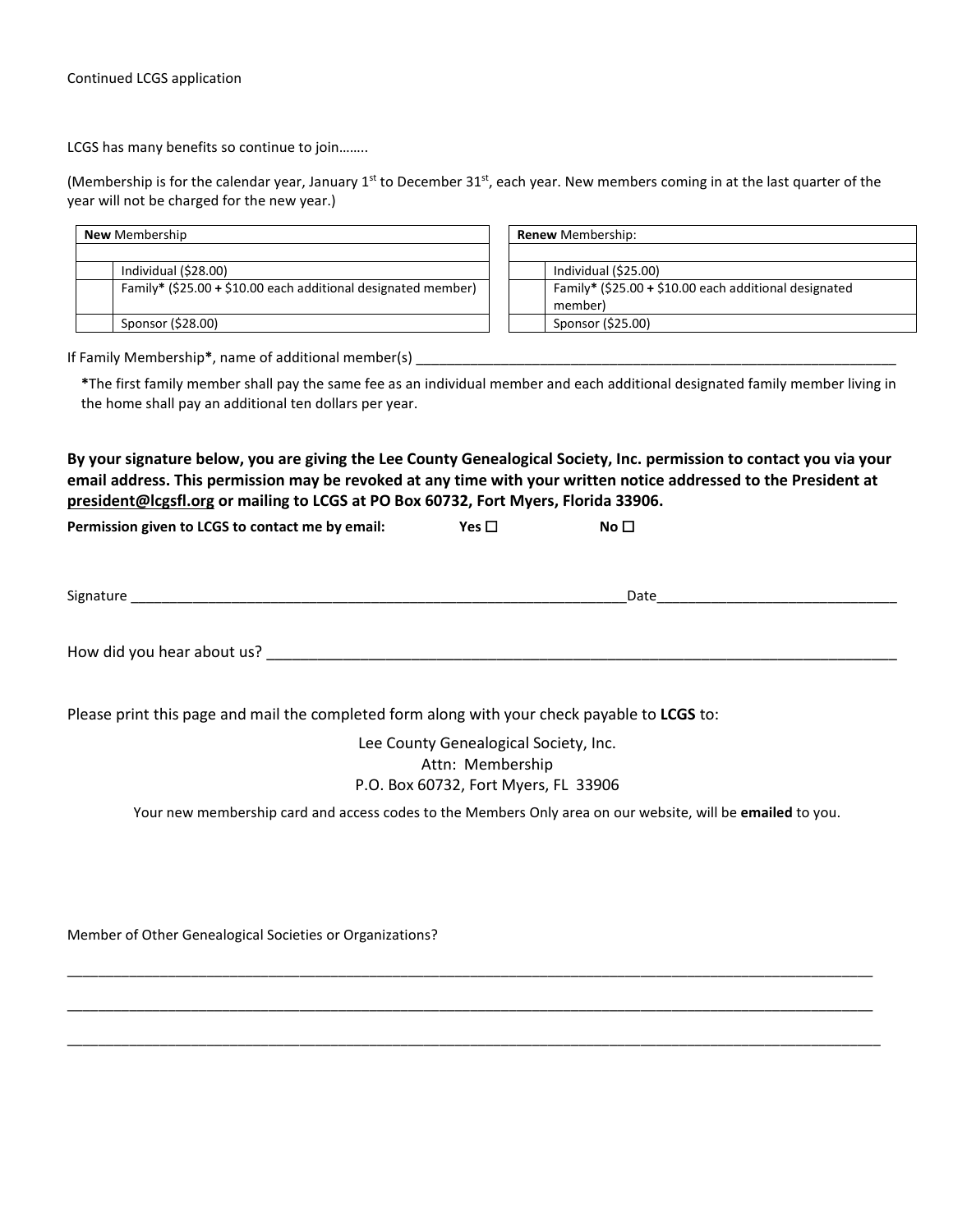Continued LCGS application

LCGS has many benefits so continue to join……..

(Membership is for the calendar year, January 1st to December 31st, each year. New members coming in at the last quarter of the year will not be charged for the new year.)

| | **New** Membership |
|---|---|
| | |
| | Individual ($28.00) |
| | Family* ($25.00 + $10.00 each additional designated member) |
| | Sponsor ($28.00) |

| | **Renew** Membership: |
|---|---|
| | |
| | Individual ($25.00) |
| | Family* ($25.00 + $10.00 each additional designated member) |
| | Sponsor ($25.00) |

If Family Membership*, name of additional member(s) ________________________________________________________________

*The first family member shall pay the same fee as an individual member and each additional designated family member living in the home shall pay an additional ten dollars per year.

**By your signature below, you are giving the Lee County Genealogical Society, Inc. permission to contact you via your email address. This permission may be revoked at any time with your written notice addressed to the President at president@lcgsfl.org or mailing to LCGS at PO Box 60732, Fort Myers, Florida 33906.**

**Permission given to LCGS to contact me by email: Yes ☐ No ☐**

Signature _________________________________________________________________Date_______________________________

How did you hear about us? _______________________________________________________________________________

Please print this page and mail the completed form along with your check payable to **LCGS** to:

Lee County Genealogical Society, Inc.
Attn: Membership
P.O. Box 60732, Fort Myers, FL 33906

Your new membership card and access codes to the Members Only area on our website, will be **emailed** to you.

Member of Other Genealogical Societies or Organizations?

___________________________________________________________________________________________________________

___________________________________________________________________________________________________________

___________________________________________________________________________________________________________